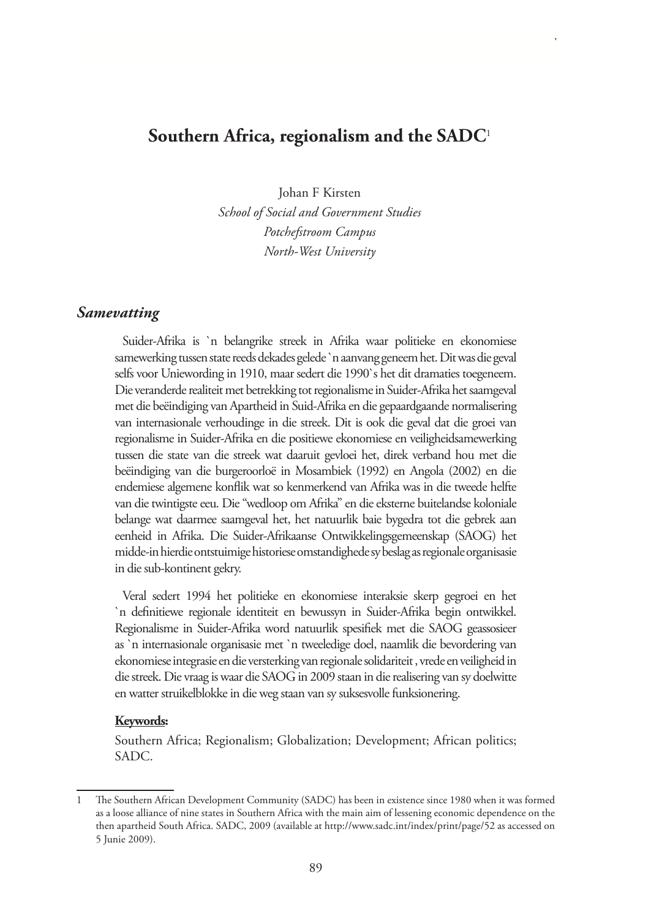# Southern Africa, regionalism and the SADC[1]

Johan F Kirsten
*School of Social and Government Studies*
*Potchefstroom Campus*
*North-West University*

## *Samevatting*

Suider-Afrika is `n belangrike streek in Afrika waar politieke en ekonomiese samewerking tussen state reeds dekades gelede `n aanvang geneem het. Dit was die geval selfs voor Uniewording in 1910, maar sedert die 1990`s het dit dramaties toegeneem. Die veranderde realiteit met betrekking tot regionalisme in Suider-Afrika het saamgeval met die beëindiging van Apartheid in Suid-Afrika en die gepaardgaande normalisering van internasionale verhoudinge in die streek. Dit is ook die geval dat die groei van regionalisme in Suider-Afrika en die positiewe ekonomiese en veiligheidsamewerking tussen die state van die streek wat daaruit gevloei het, direk verband hou met die beëindiging van die burgeroorloë in Mosambiek (1992) en Angola (2002) en die endemiese algemene konflik wat so kenmerkend van Afrika was in die tweede helfte van die twintigste eeu. Die "wedloop om Afrika" en die eksterne buitelandse koloniale belange wat daarmee saamgeval het, het natuurlik baie bygedra tot die gebrek aan eenheid in Afrika. Die Suider-Afrikaanse Ontwikkelingsgemeenskap (SAOG) het midde-in hierdie ontstuimige historiese omstandighede sy beslag as regionale organisasie in die sub-kontinent gekry.

Veral sedert 1994 het politieke en ekonomiese interaksie skerp gegroei en het `n definitiewe regionale identiteit en bewussyn in Suider-Afrika begin ontwikkel. Regionalisme in Suider-Afrika word natuurlik spesifiek met die SAOG geassosieer as `n internasionale organisasie met `n tweeledige doel, naamlik die bevordering van ekonomiese integrasie en die versterking van regionale solidariteit , vrede en veiligheid in die streek. Die vraag is waar die SAOG in 2009 staan in die realisering van sy doelwitte en watter struikelblokke in die weg staan van sy suksesvolle funksionering.

**Keywords:**

Southern Africa; Regionalism; Globalization; Development; African politics; SADC.

---

1 The Southern African Development Community (SADC) has been in existence since 1980 when it was formed as a loose alliance of nine states in Southern Africa with the main aim of lessening economic dependence on the then apartheid South Africa. SADC, 2009 (available at http://www.sadc.int/index/print/page/52 as accessed on 5 Junie 2009).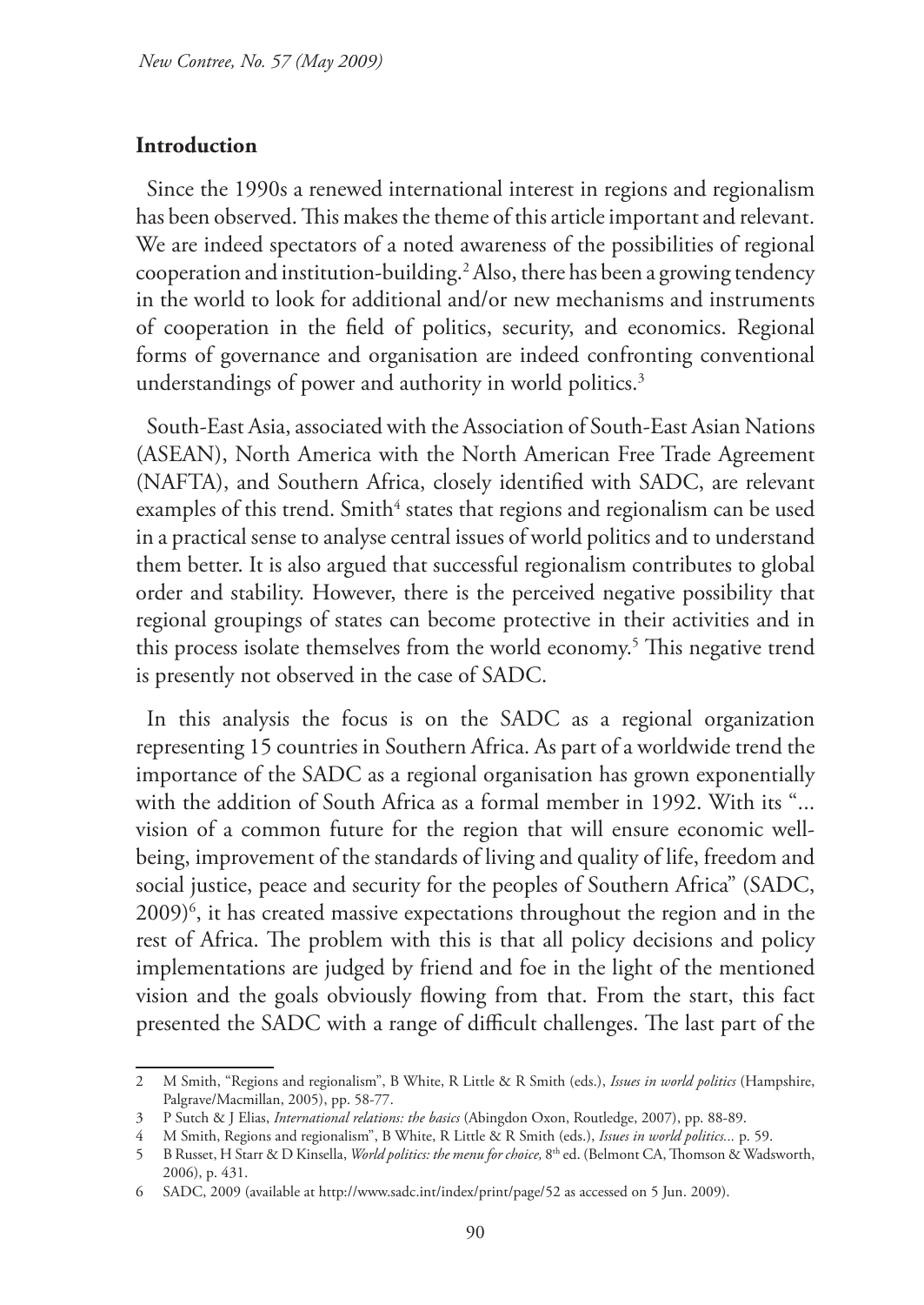## Introduction

Since the 1990s a renewed international interest in regions and regionalism has been observed. This makes the theme of this article important and relevant. We are indeed spectators of a noted awareness of the possibilities of regional cooperation and institution-building.[2] Also, there has been a growing tendency in the world to look for additional and/or new mechanisms and instruments of cooperation in the field of politics, security, and economics. Regional forms of governance and organisation are indeed confronting conventional understandings of power and authority in world politics.[3]

South-East Asia, associated with the Association of South-East Asian Nations (ASEAN), North America with the North American Free Trade Agreement (NAFTA), and Southern Africa, closely identified with SADC, are relevant examples of this trend. Smith[4] states that regions and regionalism can be used in a practical sense to analyse central issues of world politics and to understand them better. It is also argued that successful regionalism contributes to global order and stability. However, there is the perceived negative possibility that regional groupings of states can become protective in their activities and in this process isolate themselves from the world economy.[5] This negative trend is presently not observed in the case of SADC.

In this analysis the focus is on the SADC as a regional organization representing 15 countries in Southern Africa. As part of a worldwide trend the importance of the SADC as a regional organisation has grown exponentially with the addition of South Africa as a formal member in 1992. With its "... vision of a common future for the region that will ensure economic well-being, improvement of the standards of living and quality of life, freedom and social justice, peace and security for the peoples of Southern Africa" (SADC, 2009)[6], it has created massive expectations throughout the region and in the rest of Africa. The problem with this is that all policy decisions and policy implementations are judged by friend and foe in the light of the mentioned vision and the goals obviously flowing from that. From the start, this fact presented the SADC with a range of difficult challenges. The last part of the

---

2 M Smith, "Regions and regionalism", B White, R Little & R Smith (eds.), *Issues in world politics* (Hampshire, Palgrave/Macmillan, 2005), pp. 58-77.

3 P Sutch & J Elias, *International relations: the basics* (Abingdon Oxon, Routledge, 2007), pp. 88-89.

4 M Smith, Regions and regionalism", B White, R Little & R Smith (eds.), *Issues in world politics...* p. 59.

5 B Russet, H Starr & D Kinsella, *World politics: the menu for choice,* 8th ed. (Belmont CA, Thomson & Wadsworth, 2006), p. 431.

6 SADC, 2009 (available at http://www.sadc.int/index/print/page/52 as accessed on 5 Jun. 2009).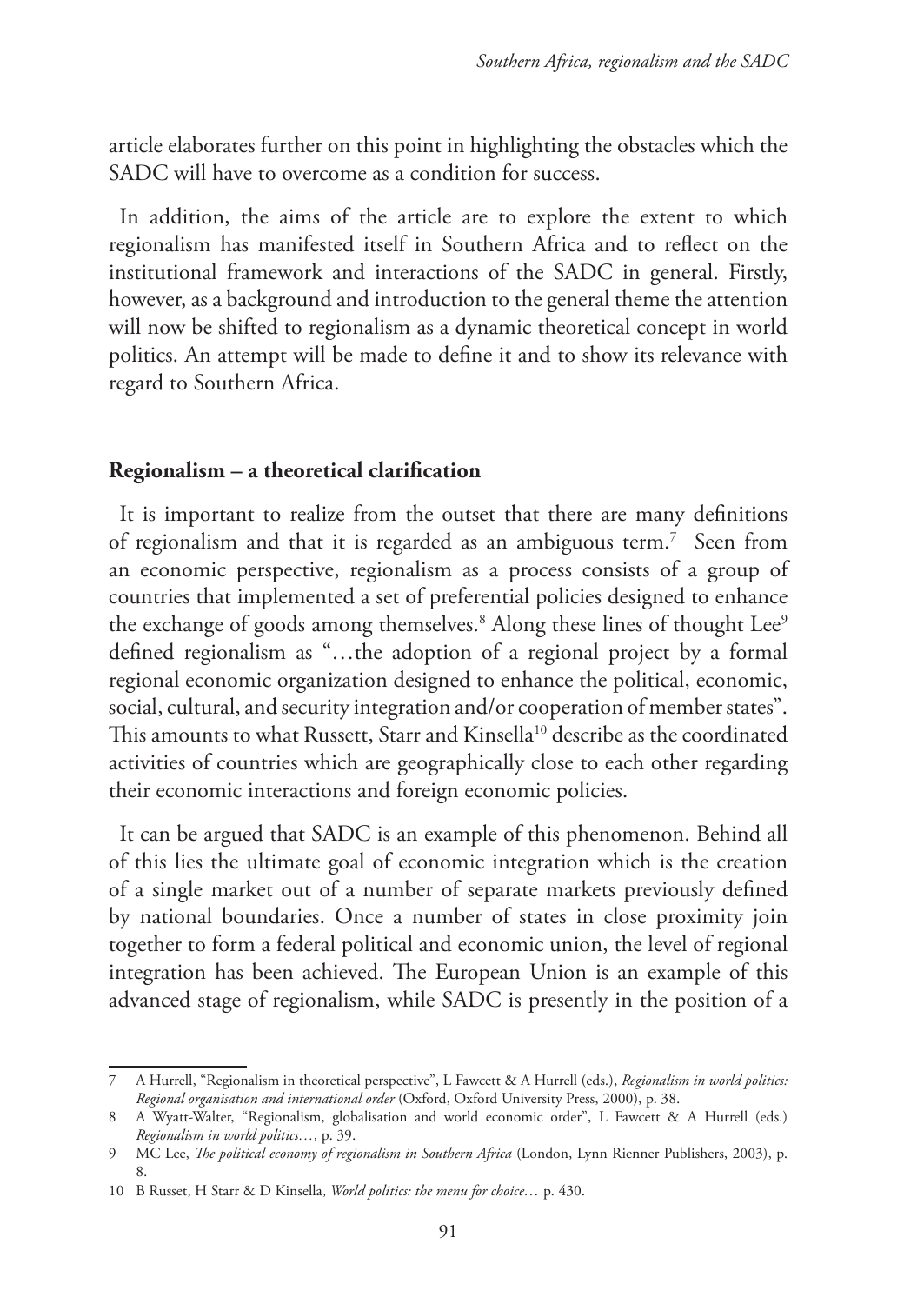article elaborates further on this point in highlighting the obstacles which the SADC will have to overcome as a condition for success.

In addition, the aims of the article are to explore the extent to which regionalism has manifested itself in Southern Africa and to reflect on the institutional framework and interactions of the SADC in general. Firstly, however, as a background and introduction to the general theme the attention will now be shifted to regionalism as a dynamic theoretical concept in world politics. An attempt will be made to define it and to show its relevance with regard to Southern Africa.

## **Regionalism – a theoretical clarification**

It is important to realize from the outset that there are many definitions of regionalism and that it is regarded as an ambiguous term.[7] Seen from an economic perspective, regionalism as a process consists of a group of countries that implemented a set of preferential policies designed to enhance the exchange of goods among themselves.[8] Along these lines of thought Lee[9] defined regionalism as "…the adoption of a regional project by a formal regional economic organization designed to enhance the political, economic, social, cultural, and security integration and/or cooperation of member states". This amounts to what Russett, Starr and Kinsella[10] describe as the coordinated activities of countries which are geographically close to each other regarding their economic interactions and foreign economic policies.

It can be argued that SADC is an example of this phenomenon. Behind all of this lies the ultimate goal of economic integration which is the creation of a single market out of a number of separate markets previously defined by national boundaries. Once a number of states in close proximity join together to form a federal political and economic union, the level of regional integration has been achieved. The European Union is an example of this advanced stage of regionalism, while SADC is presently in the position of a

---

7 A Hurrell, "Regionalism in theoretical perspective", L Fawcett & A Hurrell (eds.), *Regionalism in world politics: Regional organisation and international order* (Oxford, Oxford University Press, 2000), p. 38.

8 A Wyatt-Walter, "Regionalism, globalisation and world economic order", L Fawcett & A Hurrell (eds.) *Regionalism in world politics…,* p. 39.

9 MC Lee, *The political economy of regionalism in Southern Africa* (London, Lynn Rienner Publishers, 2003), p. 8.

10 B Russet, H Starr & D Kinsella, *World politics: the menu for choice…* p. 430.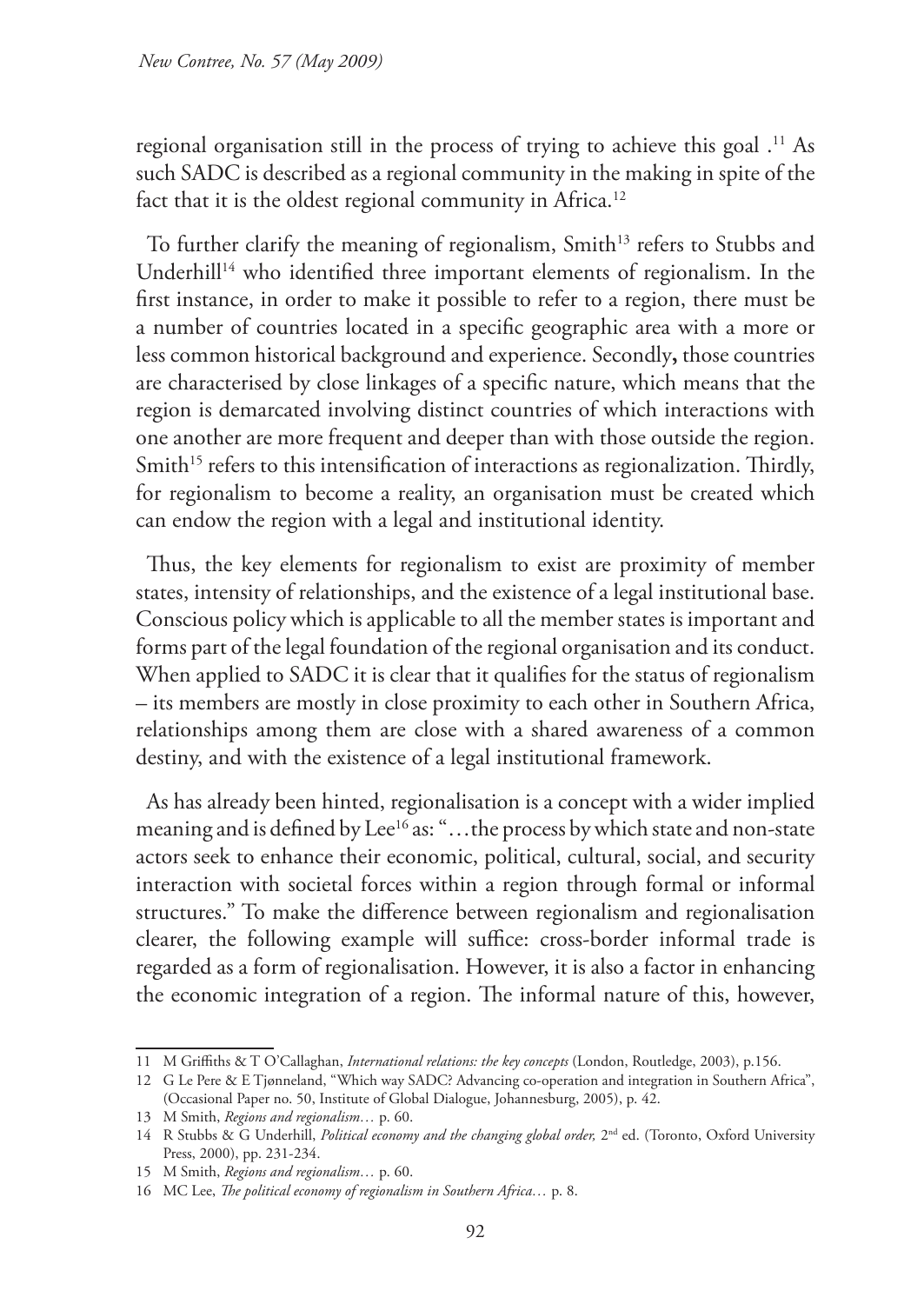regional organisation still in the process of trying to achieve this goal .[11] As such SADC is described as a regional community in the making in spite of the fact that it is the oldest regional community in Africa.[12]

To further clarify the meaning of regionalism, Smith[13] refers to Stubbs and Underhill[14] who identified three important elements of regionalism. In the first instance, in order to make it possible to refer to a region, there must be a number of countries located in a specific geographic area with a more or less common historical background and experience. Secondly**,** those countries are characterised by close linkages of a specific nature, which means that the region is demarcated involving distinct countries of which interactions with one another are more frequent and deeper than with those outside the region. Smith[15] refers to this intensification of interactions as regionalization. Thirdly, for regionalism to become a reality, an organisation must be created which can endow the region with a legal and institutional identity.

Thus, the key elements for regionalism to exist are proximity of member states, intensity of relationships, and the existence of a legal institutional base. Conscious policy which is applicable to all the member states is important and forms part of the legal foundation of the regional organisation and its conduct. When applied to SADC it is clear that it qualifies for the status of regionalism – its members are mostly in close proximity to each other in Southern Africa, relationships among them are close with a shared awareness of a common destiny, and with the existence of a legal institutional framework.

As has already been hinted, regionalisation is a concept with a wider implied meaning and is defined by Lee[16] as: "…the process by which state and non-state actors seek to enhance their economic, political, cultural, social, and security interaction with societal forces within a region through formal or informal structures." To make the difference between regionalism and regionalisation clearer, the following example will suffice: cross-border informal trade is regarded as a form of regionalisation. However, it is also a factor in enhancing the economic integration of a region. The informal nature of this, however,

---

11 M Griffiths & T O'Callaghan, *International relations: the key concepts* (London, Routledge, 2003), p.156.

12 G Le Pere & E Tjønneland, "Which way SADC? Advancing co-operation and integration in Southern Africa", (Occasional Paper no. 50, Institute of Global Dialogue, Johannesburg, 2005), p. 42.

13 M Smith, *Regions and regionalism…* p. 60.

14 R Stubbs & G Underhill, *Political economy and the changing global order,* 2nd ed. (Toronto, Oxford University Press, 2000), pp. 231-234.

15 M Smith, *Regions and regionalism…* p. 60.

16 MC Lee, *The political economy of regionalism in Southern Africa…* p. 8.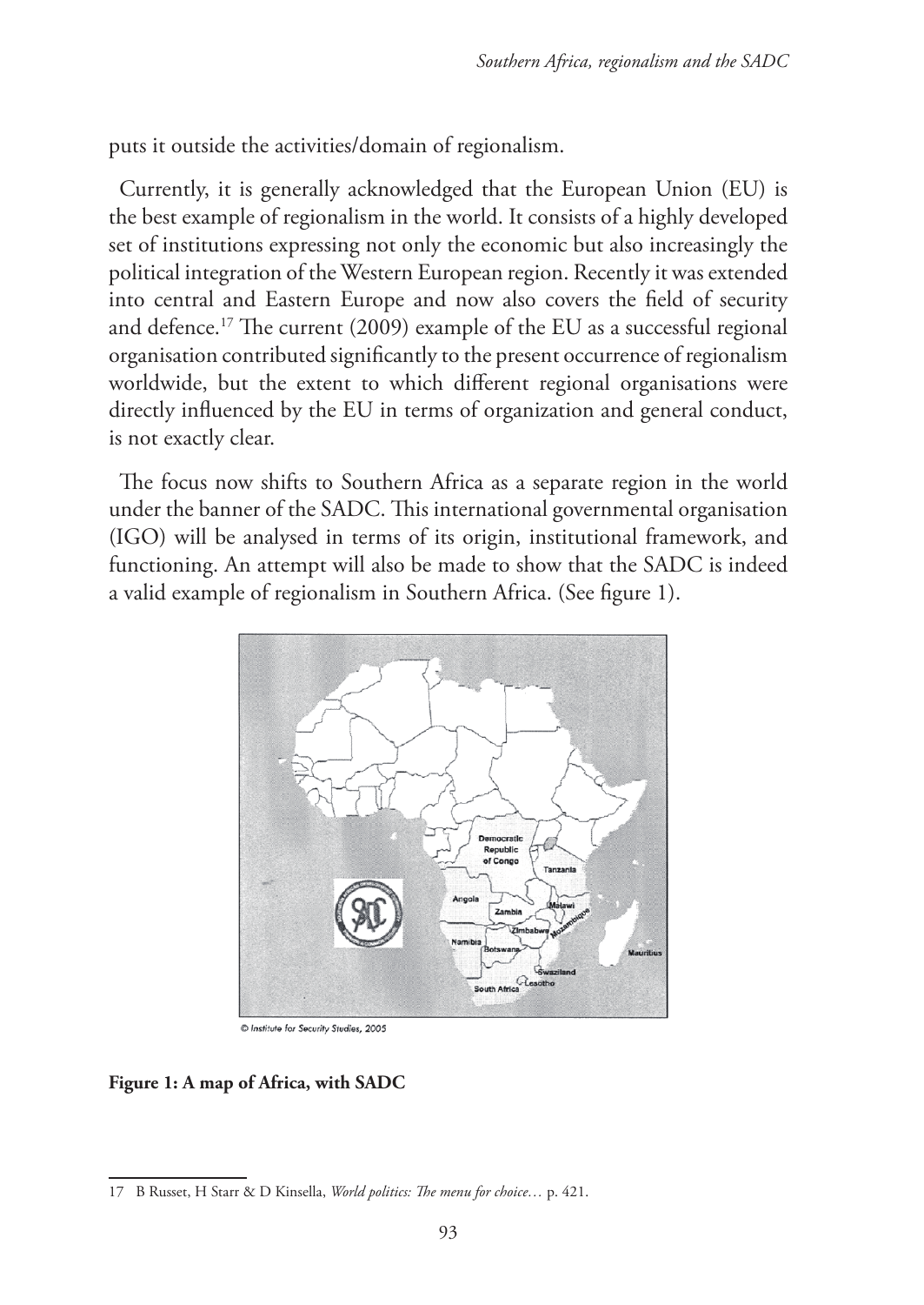puts it outside the activities/domain of regionalism.

Currently, it is generally acknowledged that the European Union (EU) is the best example of regionalism in the world. It consists of a highly developed set of institutions expressing not only the economic but also increasingly the political integration of the Western European region. Recently it was extended into central and Eastern Europe and now also covers the field of security and defence.[17] The current (2009) example of the EU as a successful regional organisation contributed significantly to the present occurrence of regionalism worldwide, but the extent to which different regional organisations were directly influenced by the EU in terms of organization and general conduct, is not exactly clear.

The focus now shifts to Southern Africa as a separate region in the world under the banner of the SADC. This international governmental organisation (IGO) will be analysed in terms of its origin, institutional framework, and functioning. An attempt will also be made to show that the SADC is indeed a valid example of regionalism in Southern Africa. (See figure 1).

© Institute for Security Studies, 2005

**Figure 1: A map of Africa, with SADC**

---

17 B Russet, H Starr & D Kinsella, *World politics: The menu for choice…* p. 421.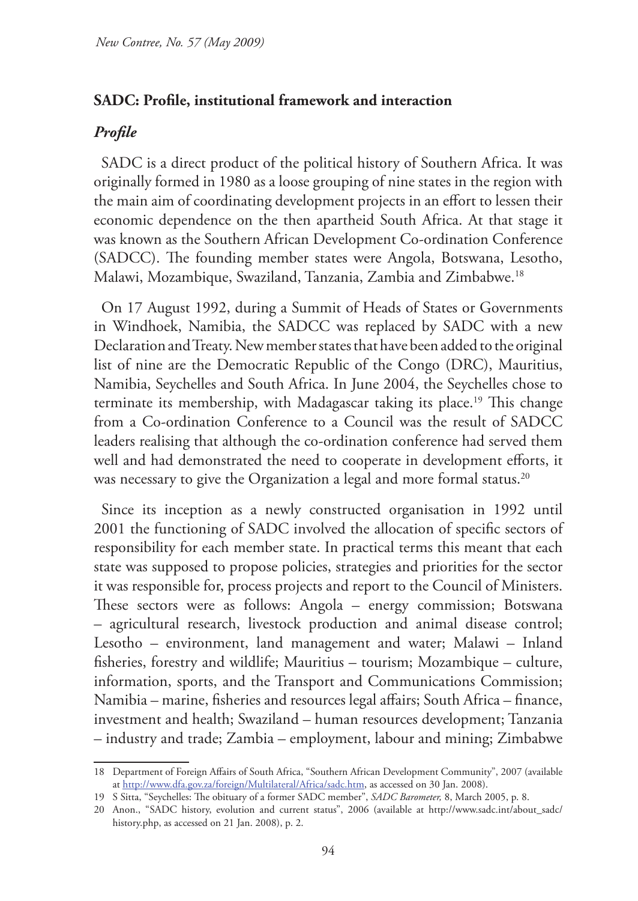## SADC: Profile, institutional framework and interaction

### *Profile*

SADC is a direct product of the political history of Southern Africa. It was originally formed in 1980 as a loose grouping of nine states in the region with the main aim of coordinating development projects in an effort to lessen their economic dependence on the then apartheid South Africa. At that stage it was known as the Southern African Development Co-ordination Conference (SADCC). The founding member states were Angola, Botswana, Lesotho, Malawi, Mozambique, Swaziland, Tanzania, Zambia and Zimbabwe.[18]

On 17 August 1992, during a Summit of Heads of States or Governments in Windhoek, Namibia, the SADCC was replaced by SADC with a new Declaration and Treaty. New member states that have been added to the original list of nine are the Democratic Republic of the Congo (DRC), Mauritius, Namibia, Seychelles and South Africa. In June 2004, the Seychelles chose to terminate its membership, with Madagascar taking its place.[19] This change from a Co-ordination Conference to a Council was the result of SADCC leaders realising that although the co-ordination conference had served them well and had demonstrated the need to cooperate in development efforts, it was necessary to give the Organization a legal and more formal status.[20]

Since its inception as a newly constructed organisation in 1992 until 2001 the functioning of SADC involved the allocation of specific sectors of responsibility for each member state. In practical terms this meant that each state was supposed to propose policies, strategies and priorities for the sector it was responsible for, process projects and report to the Council of Ministers. These sectors were as follows: Angola – energy commission; Botswana – agricultural research, livestock production and animal disease control; Lesotho – environment, land management and water; Malawi – Inland fisheries, forestry and wildlife; Mauritius – tourism; Mozambique – culture, information, sports, and the Transport and Communications Commission; Namibia – marine, fisheries and resources legal affairs; South Africa – finance, investment and health; Swaziland – human resources development; Tanzania – industry and trade; Zambia – employment, labour and mining; Zimbabwe

---

18 Department of Foreign Affairs of South Africa, "Southern African Development Community", 2007 (available at http://www.dfa.gov.za/foreign/Multilateral/Africa/sadc.htm, as accessed on 30 Jan. 2008).

19 S Sitta, "Seychelles: The obituary of a former SADC member", *SADC Barometer,* 8, March 2005, p. 8.

20 Anon., "SADC history, evolution and current status", 2006 (available at http://www.sadc.int/about_sadc/history.php, as accessed on 21 Jan. 2008), p. 2.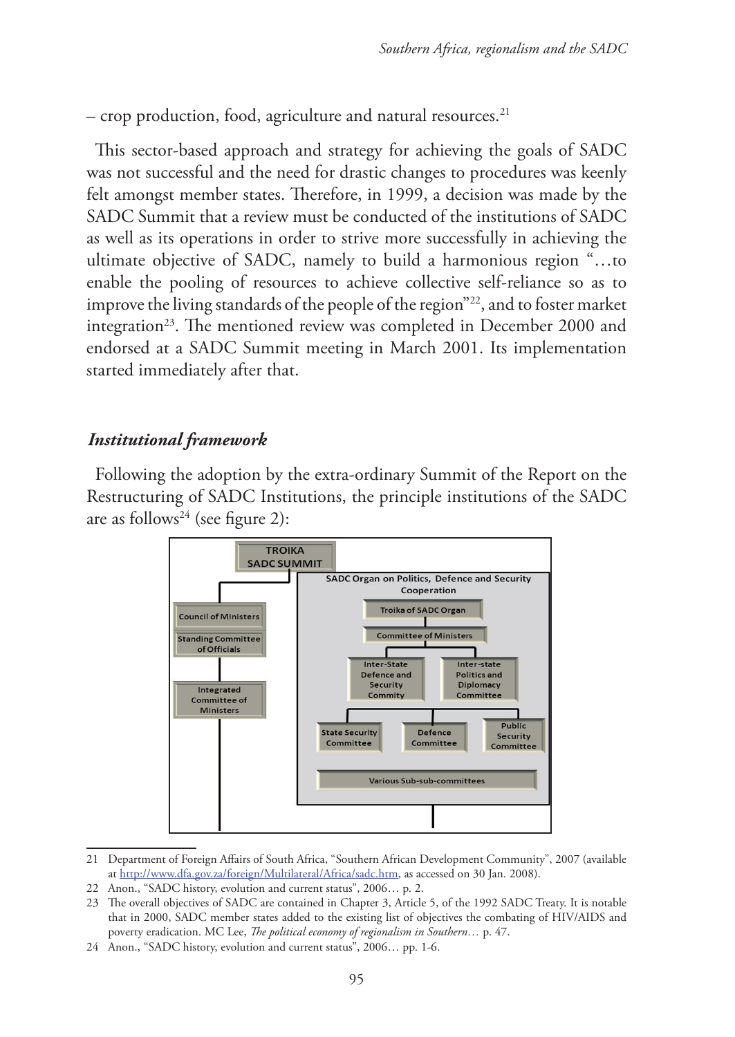– crop production, food, agriculture and natural resources.[21]

This sector-based approach and strategy for achieving the goals of SADC was not successful and the need for drastic changes to procedures was keenly felt amongst member states. Therefore, in 1999, a decision was made by the SADC Summit that a review must be conducted of the institutions of SADC as well as its operations in order to strive more successfully in achieving the ultimate objective of SADC, namely to build a harmonious region "…to enable the pooling of resources to achieve collective self-reliance so as to improve the living standards of the people of the region"[22], and to foster market integration[23]. The mentioned review was completed in December 2000 and endorsed at a SADC Summit meeting in March 2001. Its implementation started immediately after that.

## *Institutional framework*

Following the adoption by the extra-ordinary Summit of the Report on the Restructuring of SADC Institutions, the principle institutions of the SADC are as follows[24] (see figure 2):

---

21 Department of Foreign Affairs of South Africa, "Southern African Development Community", 2007 (available at http://www.dfa.gov.za/foreign/Multilateral/Africa/sadc.htm, as accessed on 30 Jan. 2008).

22 Anon., "SADC history, evolution and current status", 2006… p. 2.

23 The overall objectives of SADC are contained in Chapter 3, Article 5, of the 1992 SADC Treaty. It is notable that in 2000, SADC member states added to the existing list of objectives the combating of HIV/AIDS and poverty eradication. MC Lee, *The political economy of regionalism in Southern…* p. 47.

24 Anon., "SADC history, evolution and current status", 2006… pp. 1-6.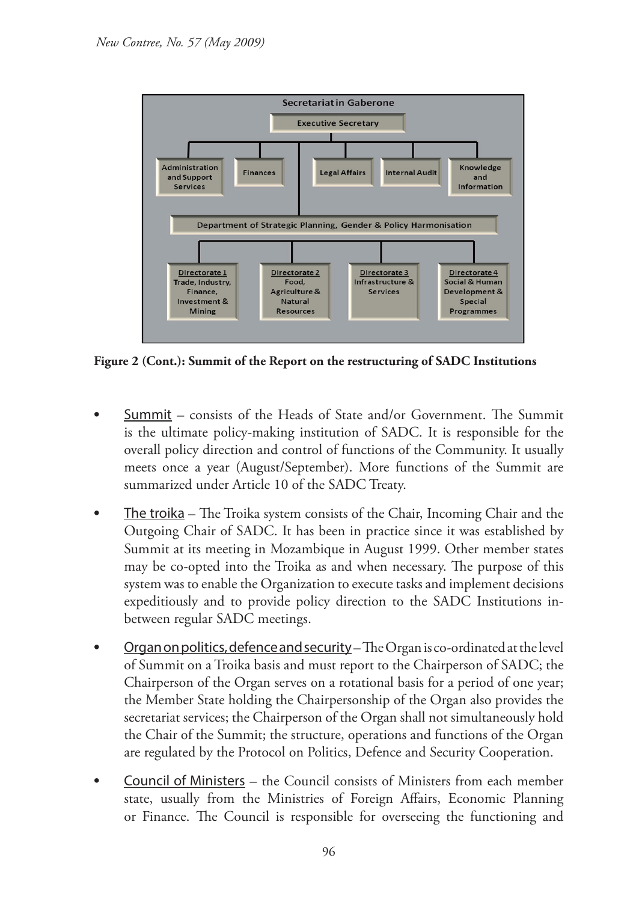Secretariat in Gaberone

Executive Secretary

- Administration and Support Services
- Finances
- Legal Affairs
- Internal Audit
- Knowledge and Information

Department of Strategic Planning, Gender & Policy Harmonisation

- Directorate 1: Trade, Industry, Finance, Investment & Mining
- Directorate 2: Food, Agriculture & Natural Resources
- Directorate 3: Infrastructure & Services
- Directorate 4: Social & Human Development & Special Programmes

**Figure 2 (Cont.): Summit of the Report on the restructuring of SADC Institutions**

- Summit – consists of the Heads of State and/or Government. The Summit is the ultimate policy-making institution of SADC. It is responsible for the overall policy direction and control of functions of the Community. It usually meets once a year (August/September). More functions of the Summit are summarized under Article 10 of the SADC Treaty.

- The troika – The Troika system consists of the Chair, Incoming Chair and the Outgoing Chair of SADC. It has been in practice since it was established by Summit at its meeting in Mozambique in August 1999. Other member states may be co-opted into the Troika as and when necessary. The purpose of this system was to enable the Organization to execute tasks and implement decisions expeditiously and to provide policy direction to the SADC Institutions in-between regular SADC meetings.

- Organ on politics, defence and security – The Organ is co-ordinated at the level of Summit on a Troika basis and must report to the Chairperson of SADC; the Chairperson of the Organ serves on a rotational basis for a period of one year; the Member State holding the Chairpersonship of the Organ also provides the secretariat services; the Chairperson of the Organ shall not simultaneously hold the Chair of the Summit; the structure, operations and functions of the Organ are regulated by the Protocol on Politics, Defence and Security Cooperation.

- Council of Ministers – the Council consists of Ministers from each member state, usually from the Ministries of Foreign Affairs, Economic Planning or Finance. The Council is responsible for overseeing the functioning and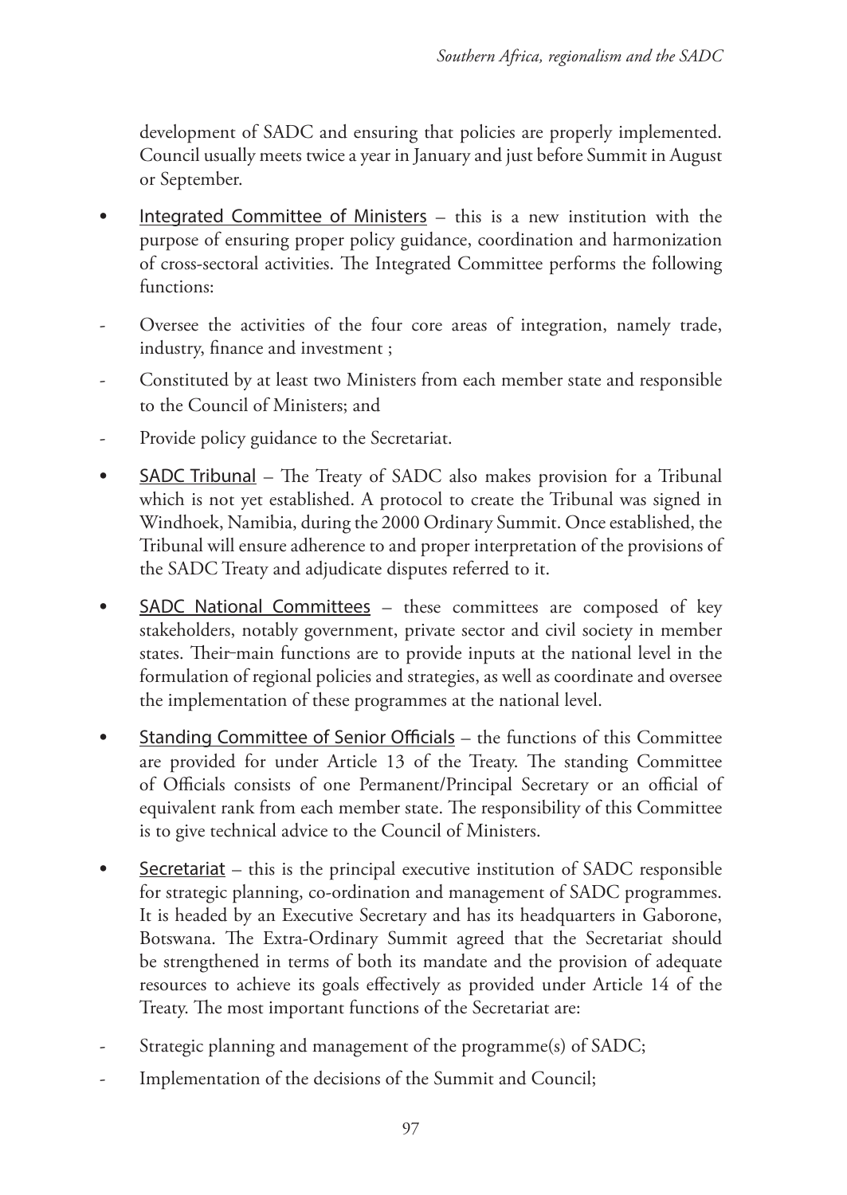development of SADC and ensuring that policies are properly implemented. Council usually meets twice a year in January and just before Summit in August or September.

- <u>Integrated Committee of Ministers</u> – this is a new institution with the purpose of ensuring proper policy guidance, coordination and harmonization of cross-sectoral activities. The Integrated Committee performs the following functions:

- Oversee the activities of the four core areas of integration, namely trade, industry, finance and investment ;
- Constituted by at least two Ministers from each member state and responsible to the Council of Ministers; and
- Provide policy guidance to the Secretariat.

- <u>SADC Tribunal</u> – The Treaty of SADC also makes provision for a Tribunal which is not yet established. A protocol to create the Tribunal was signed in Windhoek, Namibia, during the 2000 Ordinary Summit. Once established, the Tribunal will ensure adherence to and proper interpretation of the provisions of the SADC Treaty and adjudicate disputes referred to it.

- <u>SADC National Committees</u> – these committees are composed of key stakeholders, notably government, private sector and civil society in member states. Their main functions are to provide inputs at the national level in the formulation of regional policies and strategies, as well as coordinate and oversee the implementation of these programmes at the national level.

- <u>Standing Committee of Senior Officials</u> – the functions of this Committee are provided for under Article 13 of the Treaty. The standing Committee of Officials consists of one Permanent/Principal Secretary or an official of equivalent rank from each member state. The responsibility of this Committee is to give technical advice to the Council of Ministers.

- <u>Secretariat</u> – this is the principal executive institution of SADC responsible for strategic planning, co-ordination and management of SADC programmes. It is headed by an Executive Secretary and has its headquarters in Gaborone, Botswana. The Extra-Ordinary Summit agreed that the Secretariat should be strengthened in terms of both its mandate and the provision of adequate resources to achieve its goals effectively as provided under Article 14 of the Treaty. The most important functions of the Secretariat are:

- Strategic planning and management of the programme(s) of SADC;
- Implementation of the decisions of the Summit and Council;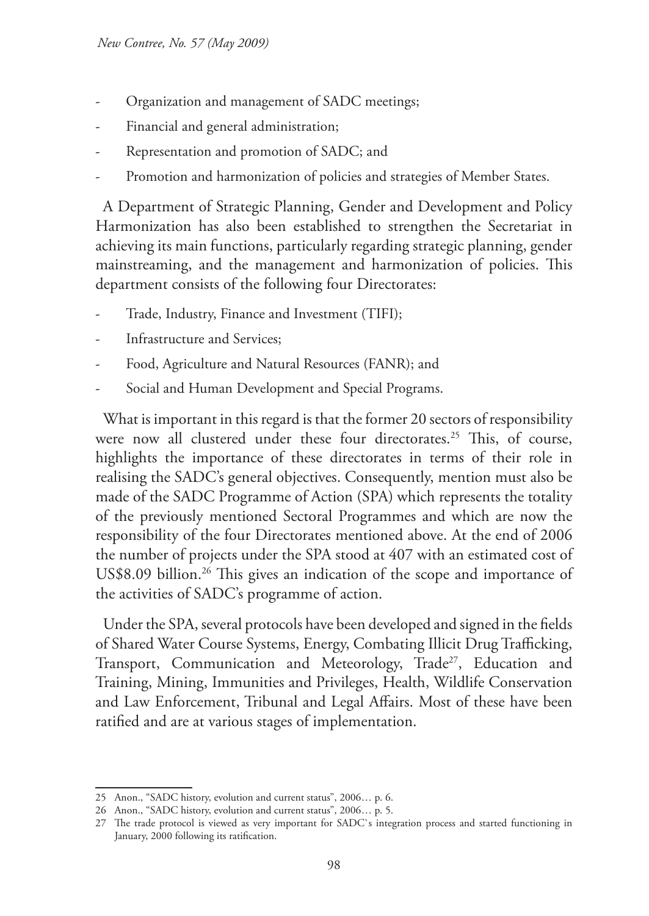- Organization and management of SADC meetings;
- Financial and general administration;
- Representation and promotion of SADC; and
- Promotion and harmonization of policies and strategies of Member States.

A Department of Strategic Planning, Gender and Development and Policy Harmonization has also been established to strengthen the Secretariat in achieving its main functions, particularly regarding strategic planning, gender mainstreaming, and the management and harmonization of policies. This department consists of the following four Directorates:

- Trade, Industry, Finance and Investment (TIFI);
- Infrastructure and Services;
- Food, Agriculture and Natural Resources (FANR); and
- Social and Human Development and Special Programs.

What is important in this regard is that the former 20 sectors of responsibility were now all clustered under these four directorates.[25] This, of course, highlights the importance of these directorates in terms of their role in realising the SADC's general objectives. Consequently, mention must also be made of the SADC Programme of Action (SPA) which represents the totality of the previously mentioned Sectoral Programmes and which are now the responsibility of the four Directorates mentioned above. At the end of 2006 the number of projects under the SPA stood at 407 with an estimated cost of US$8.09 billion.[26] This gives an indication of the scope and importance of the activities of SADC's programme of action.

Under the SPA, several protocols have been developed and signed in the fields of Shared Water Course Systems, Energy, Combating Illicit Drug Trafficking, Transport, Communication and Meteorology, Trade[27], Education and Training, Mining, Immunities and Privileges, Health, Wildlife Conservation and Law Enforcement, Tribunal and Legal Affairs. Most of these have been ratified and are at various stages of implementation.

---

25 Anon., "SADC history, evolution and current status", 2006… p. 6.

26 Anon., "SADC history, evolution and current status", 2006… p. 5.

27 The trade protocol is viewed as very important for SADC`s integration process and started functioning in January, 2000 following its ratification.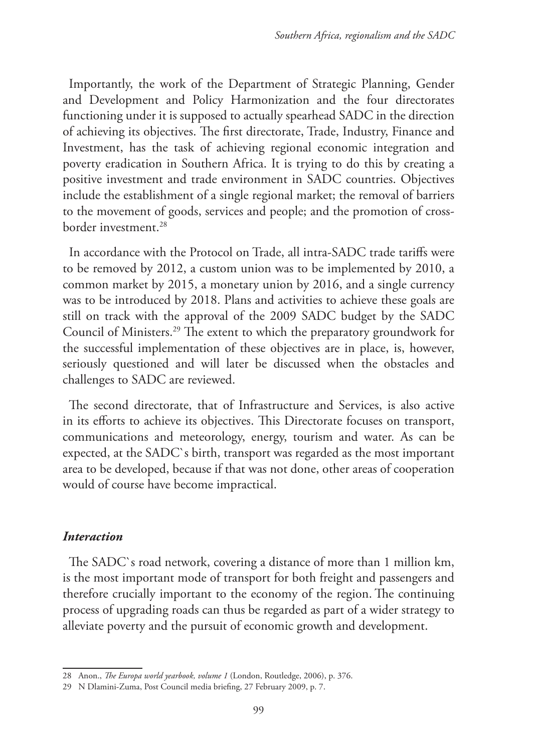Importantly, the work of the Department of Strategic Planning, Gender and Development and Policy Harmonization and the four directorates functioning under it is supposed to actually spearhead SADC in the direction of achieving its objectives. The first directorate, Trade, Industry, Finance and Investment, has the task of achieving regional economic integration and poverty eradication in Southern Africa. It is trying to do this by creating a positive investment and trade environment in SADC countries. Objectives include the establishment of a single regional market; the removal of barriers to the movement of goods, services and people; and the promotion of cross-border investment.[28]

In accordance with the Protocol on Trade, all intra-SADC trade tariffs were to be removed by 2012, a custom union was to be implemented by 2010, a common market by 2015, a monetary union by 2016, and a single currency was to be introduced by 2018. Plans and activities to achieve these goals are still on track with the approval of the 2009 SADC budget by the SADC Council of Ministers.[29] The extent to which the preparatory groundwork for the successful implementation of these objectives are in place, is, however, seriously questioned and will later be discussed when the obstacles and challenges to SADC are reviewed.

The second directorate, that of Infrastructure and Services, is also active in its efforts to achieve its objectives. This Directorate focuses on transport, communications and meteorology, energy, tourism and water. As can be expected, at the SADC`s birth, transport was regarded as the most important area to be developed, because if that was not done, other areas of cooperation would of course have become impractical.

### *Interaction*

The SADC`s road network, covering a distance of more than 1 million km, is the most important mode of transport for both freight and passengers and therefore crucially important to the economy of the region. The continuing process of upgrading roads can thus be regarded as part of a wider strategy to alleviate poverty and the pursuit of economic growth and development.

---

28 Anon., *The Europa world yearbook, volume 1* (London, Routledge, 2006), p. 376.

29 N Dlamini-Zuma, Post Council media briefing, 27 February 2009, p. 7.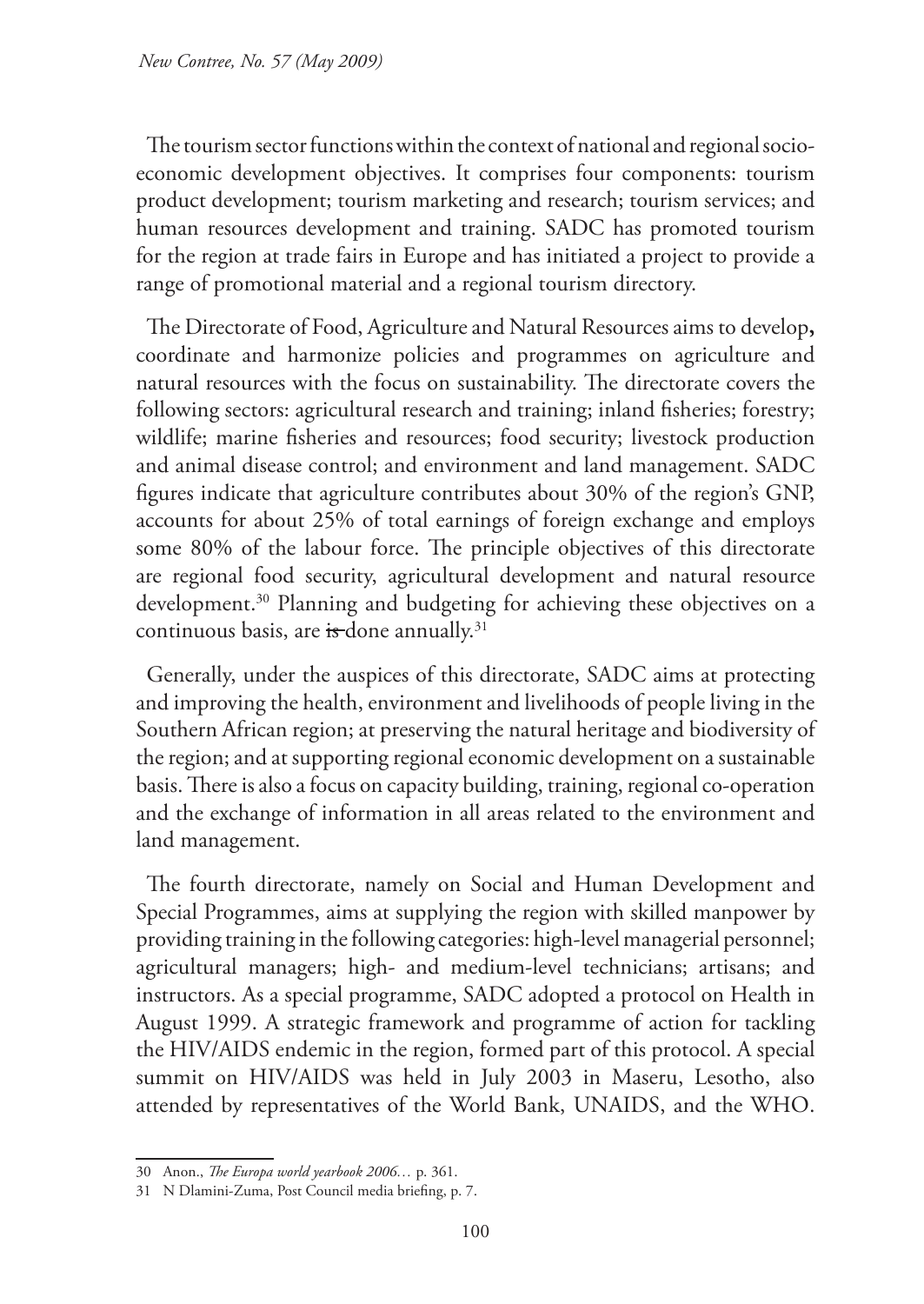The tourism sector functions within the context of national and regional socio-economic development objectives. It comprises four components: tourism product development; tourism marketing and research; tourism services; and human resources development and training. SADC has promoted tourism for the region at trade fairs in Europe and has initiated a project to provide a range of promotional material and a regional tourism directory.

The Directorate of Food, Agriculture and Natural Resources aims to develop**,** coordinate and harmonize policies and programmes on agriculture and natural resources with the focus on sustainability. The directorate covers the following sectors: agricultural research and training; inland fisheries; forestry; wildlife; marine fisheries and resources; food security; livestock production and animal disease control; and environment and land management. SADC figures indicate that agriculture contributes about 30% of the region's GNP, accounts for about 25% of total earnings of foreign exchange and employs some 80% of the labour force. The principle objectives of this directorate are regional food security, agricultural development and natural resource development.[30] Planning and budgeting for achieving these objectives on a continuous basis, are ~~is~~ done annually.[31]

Generally, under the auspices of this directorate, SADC aims at protecting and improving the health, environment and livelihoods of people living in the Southern African region; at preserving the natural heritage and biodiversity of the region; and at supporting regional economic development on a sustainable basis. There is also a focus on capacity building, training, regional co-operation and the exchange of information in all areas related to the environment and land management.

The fourth directorate, namely on Social and Human Development and Special Programmes, aims at supplying the region with skilled manpower by providing training in the following categories: high-level managerial personnel; agricultural managers; high- and medium-level technicians; artisans; and instructors. As a special programme, SADC adopted a protocol on Health in August 1999. A strategic framework and programme of action for tackling the HIV/AIDS endemic in the region, formed part of this protocol. A special summit on HIV/AIDS was held in July 2003 in Maseru, Lesotho, also attended by representatives of the World Bank, UNAIDS, and the WHO.

---

30 Anon., *The Europa world yearbook 2006…* p. 361.

31 N Dlamini-Zuma, Post Council media briefing, p. 7.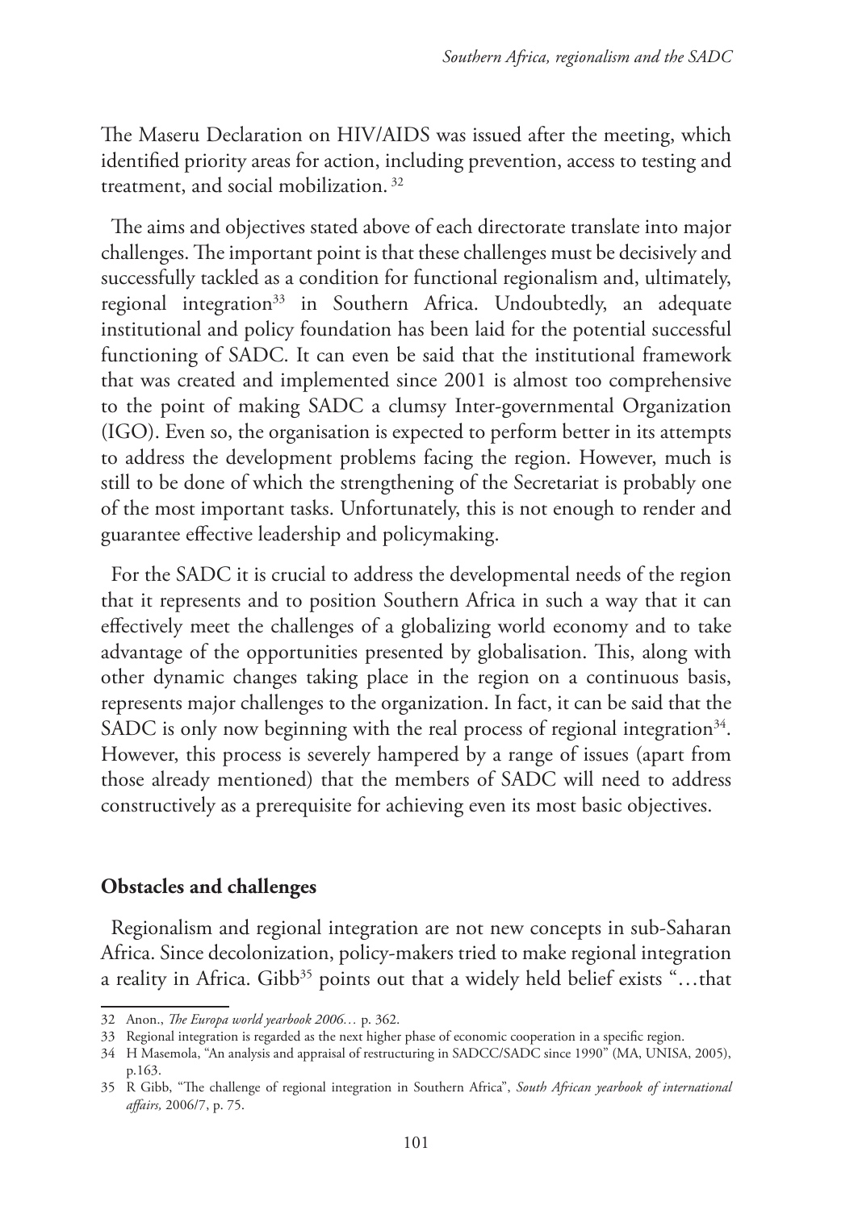The Maseru Declaration on HIV/AIDS was issued after the meeting, which identified priority areas for action, including prevention, access to testing and treatment, and social mobilization. [32]

The aims and objectives stated above of each directorate translate into major challenges. The important point is that these challenges must be decisively and successfully tackled as a condition for functional regionalism and, ultimately, regional integration[33] in Southern Africa. Undoubtedly, an adequate institutional and policy foundation has been laid for the potential successful functioning of SADC. It can even be said that the institutional framework that was created and implemented since 2001 is almost too comprehensive to the point of making SADC a clumsy Inter-governmental Organization (IGO). Even so, the organisation is expected to perform better in its attempts to address the development problems facing the region. However, much is still to be done of which the strengthening of the Secretariat is probably one of the most important tasks. Unfortunately, this is not enough to render and guarantee effective leadership and policymaking.

For the SADC it is crucial to address the developmental needs of the region that it represents and to position Southern Africa in such a way that it can effectively meet the challenges of a globalizing world economy and to take advantage of the opportunities presented by globalisation. This, along with other dynamic changes taking place in the region on a continuous basis, represents major challenges to the organization. In fact, it can be said that the SADC is only now beginning with the real process of regional integration[34]. However, this process is severely hampered by a range of issues (apart from those already mentioned) that the members of SADC will need to address constructively as a prerequisite for achieving even its most basic objectives.

## Obstacles and challenges

Regionalism and regional integration are not new concepts in sub-Saharan Africa. Since decolonization, policy-makers tried to make regional integration a reality in Africa. Gibb[35] points out that a widely held belief exists "…that

---

32 Anon., *The Europa world yearbook 2006…* p. 362.

33 Regional integration is regarded as the next higher phase of economic cooperation in a specific region.

34 H Masemola, "An analysis and appraisal of restructuring in SADCC/SADC since 1990" (MA, UNISA, 2005), p.163.

35 R Gibb, "The challenge of regional integration in Southern Africa", *South African yearbook of international affairs,* 2006/7, p. 75.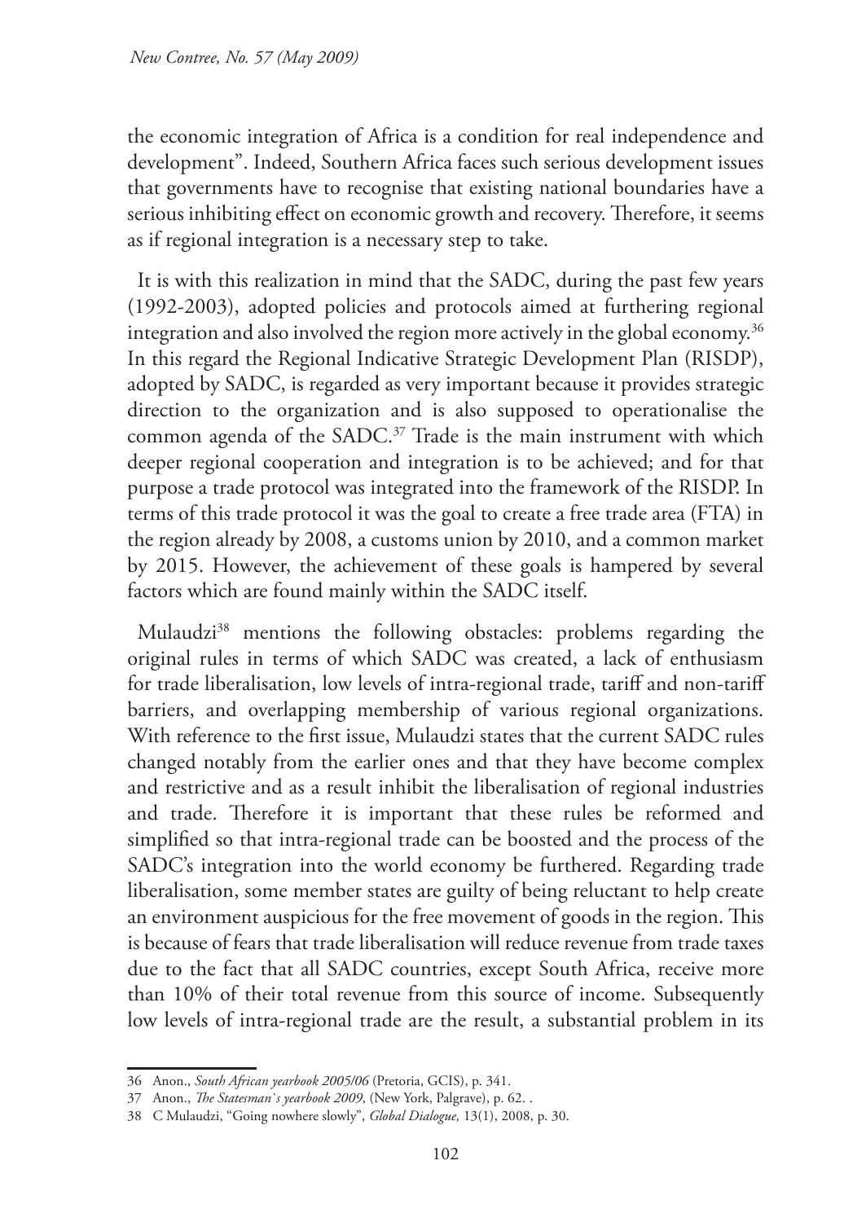the economic integration of Africa is a condition for real independence and development". Indeed, Southern Africa faces such serious development issues that governments have to recognise that existing national boundaries have a serious inhibiting effect on economic growth and recovery. Therefore, it seems as if regional integration is a necessary step to take.

It is with this realization in mind that the SADC, during the past few years (1992-2003), adopted policies and protocols aimed at furthering regional integration and also involved the region more actively in the global economy.[36] In this regard the Regional Indicative Strategic Development Plan (RISDP), adopted by SADC, is regarded as very important because it provides strategic direction to the organization and is also supposed to operationalise the common agenda of the SADC.[37] Trade is the main instrument with which deeper regional cooperation and integration is to be achieved; and for that purpose a trade protocol was integrated into the framework of the RISDP. In terms of this trade protocol it was the goal to create a free trade area (FTA) in the region already by 2008, a customs union by 2010, and a common market by 2015. However, the achievement of these goals is hampered by several factors which are found mainly within the SADC itself.

Mulaudzi[38] mentions the following obstacles: problems regarding the original rules in terms of which SADC was created, a lack of enthusiasm for trade liberalisation, low levels of intra-regional trade, tariff and non-tariff barriers, and overlapping membership of various regional organizations. With reference to the first issue, Mulaudzi states that the current SADC rules changed notably from the earlier ones and that they have become complex and restrictive and as a result inhibit the liberalisation of regional industries and trade. Therefore it is important that these rules be reformed and simplified so that intra-regional trade can be boosted and the process of the SADC's integration into the world economy be furthered. Regarding trade liberalisation, some member states are guilty of being reluctant to help create an environment auspicious for the free movement of goods in the region. This is because of fears that trade liberalisation will reduce revenue from trade taxes due to the fact that all SADC countries, except South Africa, receive more than 10% of their total revenue from this source of income. Subsequently low levels of intra-regional trade are the result, a substantial problem in its

---

36 Anon., *South African yearbook 2005/06* (Pretoria, GCIS), p. 341.

37 Anon., *The Statesman`s yearbook 2009*, (New York, Palgrave), p. 62. .

38 C Mulaudzi, "Going nowhere slowly", *Global Dialogue,* 13(1), 2008, p. 30.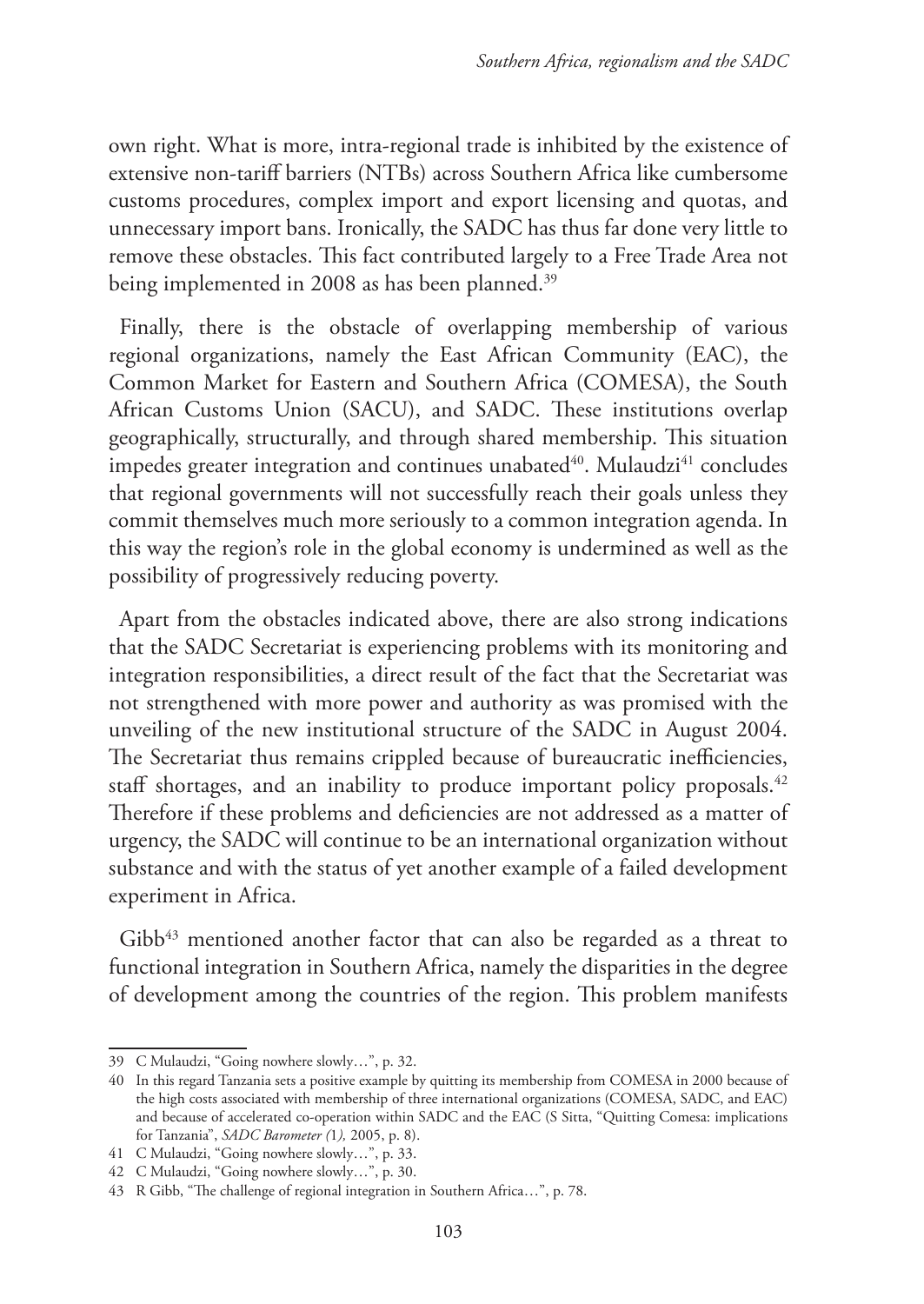own right. What is more, intra-regional trade is inhibited by the existence of extensive non-tariff barriers (NTBs) across Southern Africa like cumbersome customs procedures, complex import and export licensing and quotas, and unnecessary import bans. Ironically, the SADC has thus far done very little to remove these obstacles. This fact contributed largely to a Free Trade Area not being implemented in 2008 as has been planned.[39]

Finally, there is the obstacle of overlapping membership of various regional organizations, namely the East African Community (EAC), the Common Market for Eastern and Southern Africa (COMESA), the South African Customs Union (SACU), and SADC. These institutions overlap geographically, structurally, and through shared membership. This situation impedes greater integration and continues unabated[40]. Mulaudzi[41] concludes that regional governments will not successfully reach their goals unless they commit themselves much more seriously to a common integration agenda. In this way the region's role in the global economy is undermined as well as the possibility of progressively reducing poverty.

Apart from the obstacles indicated above, there are also strong indications that the SADC Secretariat is experiencing problems with its monitoring and integration responsibilities, a direct result of the fact that the Secretariat was not strengthened with more power and authority as was promised with the unveiling of the new institutional structure of the SADC in August 2004. The Secretariat thus remains crippled because of bureaucratic inefficiencies, staff shortages, and an inability to produce important policy proposals.[42] Therefore if these problems and deficiencies are not addressed as a matter of urgency, the SADC will continue to be an international organization without substance and with the status of yet another example of a failed development experiment in Africa.

Gibb[43] mentioned another factor that can also be regarded as a threat to functional integration in Southern Africa, namely the disparities in the degree of development among the countries of the region. This problem manifests

---

39 C Mulaudzi, "Going nowhere slowly…", p. 32.

40 In this regard Tanzania sets a positive example by quitting its membership from COMESA in 2000 because of the high costs associated with membership of three international organizations (COMESA, SADC, and EAC) and because of accelerated co-operation within SADC and the EAC (S Sitta, "Quitting Comesa: implications for Tanzania", *SADC Barometer (*1*),* 2005, p. 8).

41 C Mulaudzi, "Going nowhere slowly…", p. 33.

42 C Mulaudzi, "Going nowhere slowly…", p. 30.

43 R Gibb, "The challenge of regional integration in Southern Africa…", p. 78.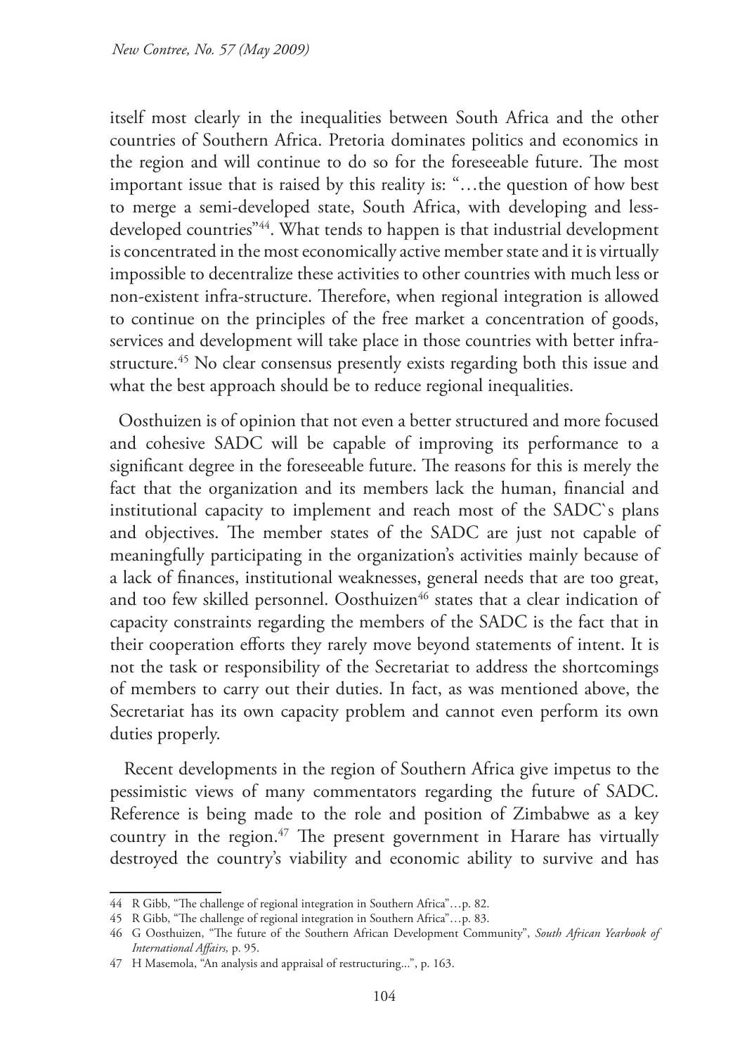itself most clearly in the inequalities between South Africa and the other countries of Southern Africa. Pretoria dominates politics and economics in the region and will continue to do so for the foreseeable future. The most important issue that is raised by this reality is: "…the question of how best to merge a semi-developed state, South Africa, with developing and less-developed countries"[44]. What tends to happen is that industrial development is concentrated in the most economically active member state and it is virtually impossible to decentralize these activities to other countries with much less or non-existent infra-structure. Therefore, when regional integration is allowed to continue on the principles of the free market a concentration of goods, services and development will take place in those countries with better infra-structure.[45] No clear consensus presently exists regarding both this issue and what the best approach should be to reduce regional inequalities.

Oosthuizen is of opinion that not even a better structured and more focused and cohesive SADC will be capable of improving its performance to a significant degree in the foreseeable future. The reasons for this is merely the fact that the organization and its members lack the human, financial and institutional capacity to implement and reach most of the SADC`s plans and objectives. The member states of the SADC are just not capable of meaningfully participating in the organization's activities mainly because of a lack of finances, institutional weaknesses, general needs that are too great, and too few skilled personnel. Oosthuizen[46] states that a clear indication of capacity constraints regarding the members of the SADC is the fact that in their cooperation efforts they rarely move beyond statements of intent. It is not the task or responsibility of the Secretariat to address the shortcomings of members to carry out their duties. In fact, as was mentioned above, the Secretariat has its own capacity problem and cannot even perform its own duties properly.

Recent developments in the region of Southern Africa give impetus to the pessimistic views of many commentators regarding the future of SADC. Reference is being made to the role and position of Zimbabwe as a key country in the region.[47] The present government in Harare has virtually destroyed the country's viability and economic ability to survive and has

---

44 R Gibb, "The challenge of regional integration in Southern Africa"…p. 82.

45 R Gibb, "The challenge of regional integration in Southern Africa"…p. 83.

46 G Oosthuizen, "The future of the Southern African Development Community", *South African Yearbook of International Affairs,* p. 95.

47 H Masemola, "An analysis and appraisal of restructuring...", p. 163.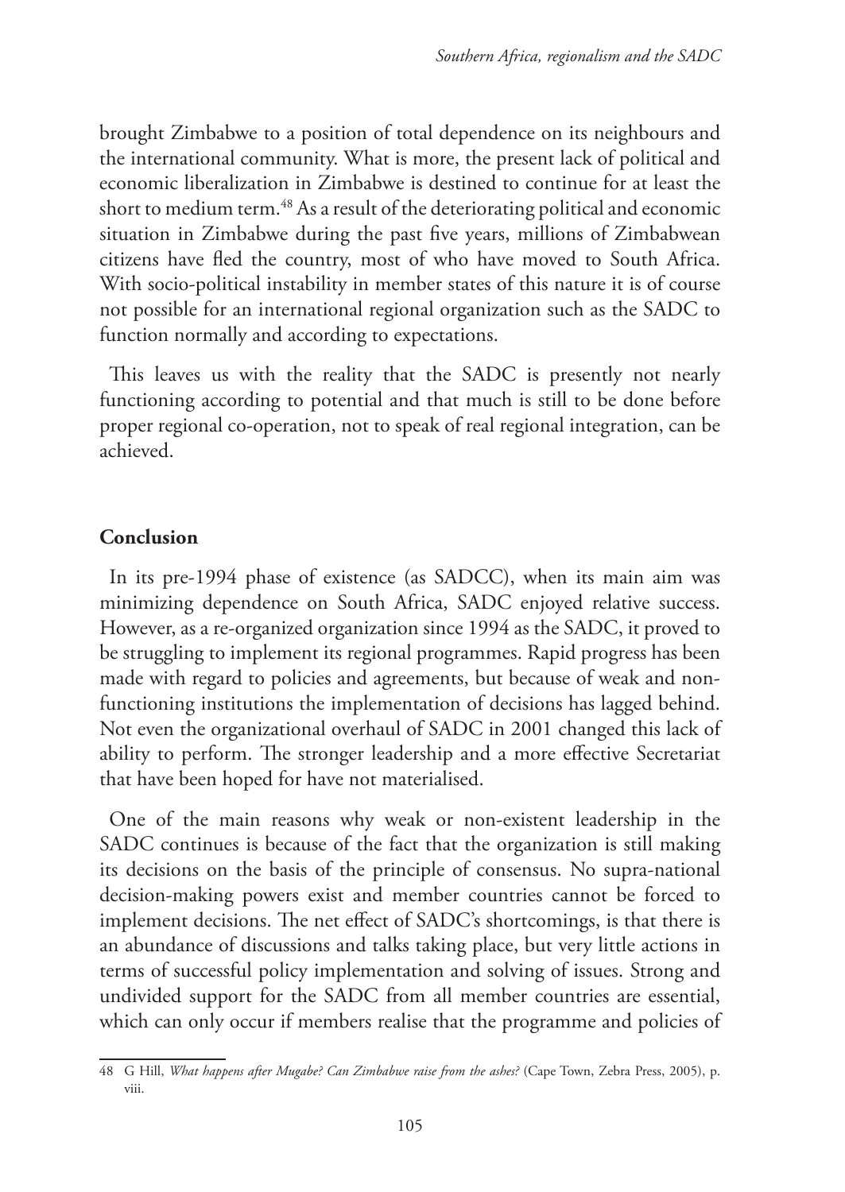brought Zimbabwe to a position of total dependence on its neighbours and the international community. What is more, the present lack of political and economic liberalization in Zimbabwe is destined to continue for at least the short to medium term.[48] As a result of the deteriorating political and economic situation in Zimbabwe during the past five years, millions of Zimbabwean citizens have fled the country, most of who have moved to South Africa. With socio-political instability in member states of this nature it is of course not possible for an international regional organization such as the SADC to function normally and according to expectations.

This leaves us with the reality that the SADC is presently not nearly functioning according to potential and that much is still to be done before proper regional co-operation, not to speak of real regional integration, can be achieved.

## Conclusion

In its pre-1994 phase of existence (as SADCC), when its main aim was minimizing dependence on South Africa, SADC enjoyed relative success. However, as a re-organized organization since 1994 as the SADC, it proved to be struggling to implement its regional programmes. Rapid progress has been made with regard to policies and agreements, but because of weak and non-functioning institutions the implementation of decisions has lagged behind. Not even the organizational overhaul of SADC in 2001 changed this lack of ability to perform. The stronger leadership and a more effective Secretariat that have been hoped for have not materialised.

One of the main reasons why weak or non-existent leadership in the SADC continues is because of the fact that the organization is still making its decisions on the basis of the principle of consensus. No supra-national decision-making powers exist and member countries cannot be forced to implement decisions. The net effect of SADC's shortcomings, is that there is an abundance of discussions and talks taking place, but very little actions in terms of successful policy implementation and solving of issues. Strong and undivided support for the SADC from all member countries are essential, which can only occur if members realise that the programme and policies of

---

48 G Hill, *What happens after Mugabe? Can Zimbabwe raise from the ashes?* (Cape Town, Zebra Press, 2005), p. viii.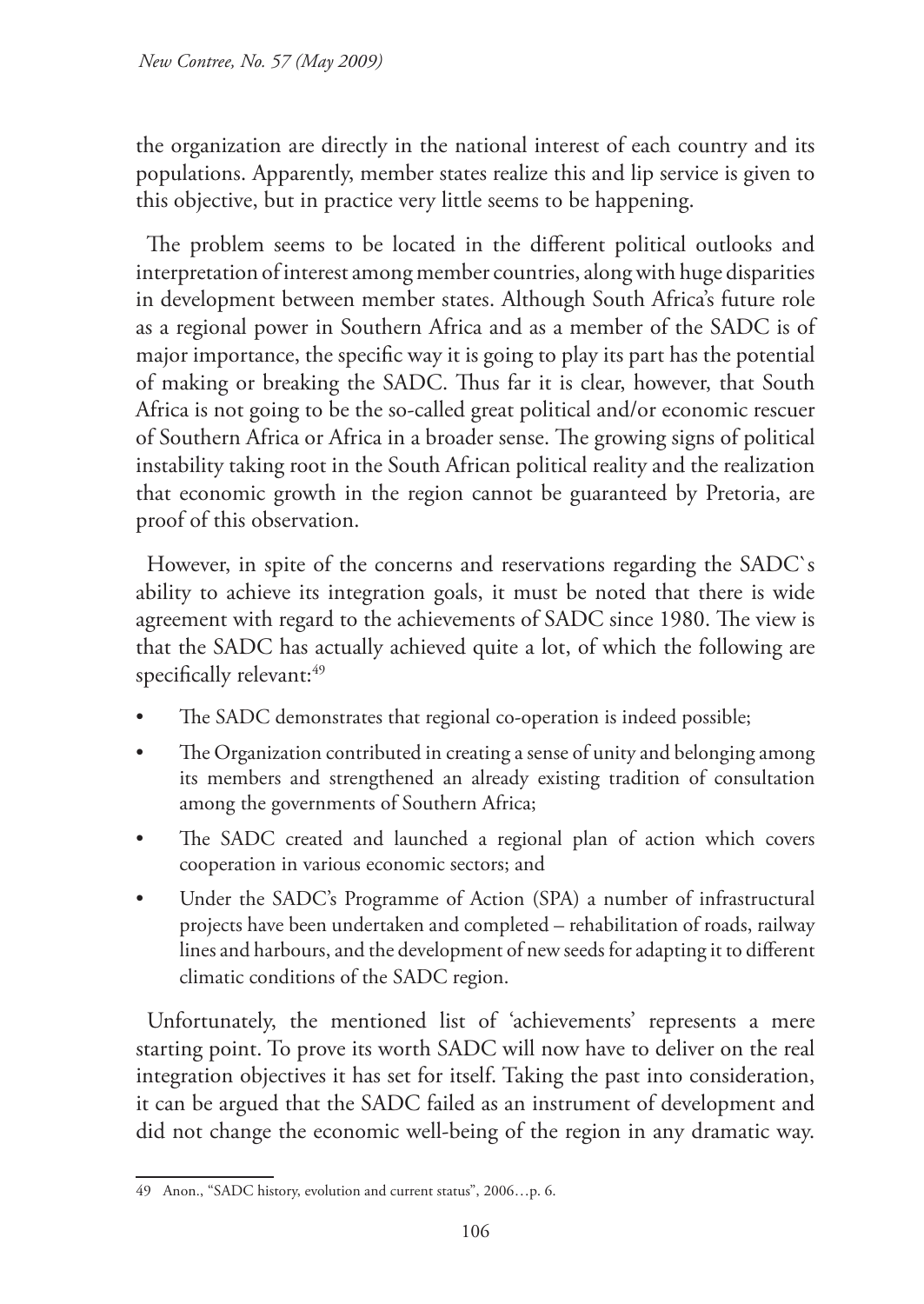the organization are directly in the national interest of each country and its populations. Apparently, member states realize this and lip service is given to this objective, but in practice very little seems to be happening.

The problem seems to be located in the different political outlooks and interpretation of interest among member countries, along with huge disparities in development between member states. Although South Africa's future role as a regional power in Southern Africa and as a member of the SADC is of major importance, the specific way it is going to play its part has the potential of making or breaking the SADC. Thus far it is clear, however, that South Africa is not going to be the so-called great political and/or economic rescuer of Southern Africa or Africa in a broader sense. The growing signs of political instability taking root in the South African political reality and the realization that economic growth in the region cannot be guaranteed by Pretoria, are proof of this observation.

However, in spite of the concerns and reservations regarding the SADC`s ability to achieve its integration goals, it must be noted that there is wide agreement with regard to the achievements of SADC since 1980. The view is that the SADC has actually achieved quite a lot, of which the following are specifically relevant:[49]

- The SADC demonstrates that regional co-operation is indeed possible;
- The Organization contributed in creating a sense of unity and belonging among its members and strengthened an already existing tradition of consultation among the governments of Southern Africa;
- The SADC created and launched a regional plan of action which covers cooperation in various economic sectors; and
- Under the SADC's Programme of Action (SPA) a number of infrastructural projects have been undertaken and completed – rehabilitation of roads, railway lines and harbours, and the development of new seeds for adapting it to different climatic conditions of the SADC region.

Unfortunately, the mentioned list of 'achievements' represents a mere starting point. To prove its worth SADC will now have to deliver on the real integration objectives it has set for itself. Taking the past into consideration, it can be argued that the SADC failed as an instrument of development and did not change the economic well-being of the region in any dramatic way.

---

49 Anon., "SADC history, evolution and current status", 2006…p. 6.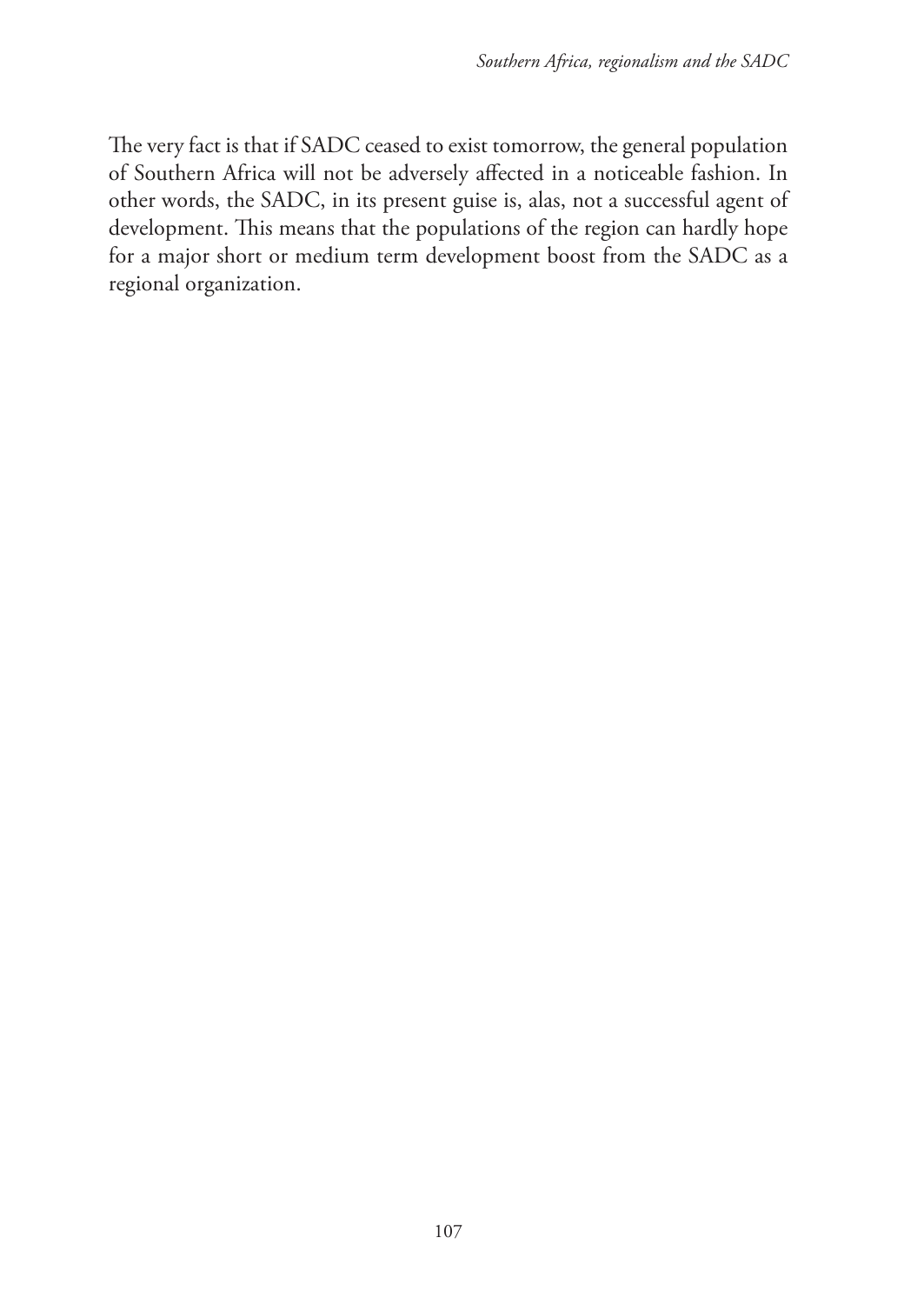The very fact is that if SADC ceased to exist tomorrow, the general population of Southern Africa will not be adversely affected in a noticeable fashion. In other words, the SADC, in its present guise is, alas, not a successful agent of development. This means that the populations of the region can hardly hope for a major short or medium term development boost from the SADC as a regional organization.